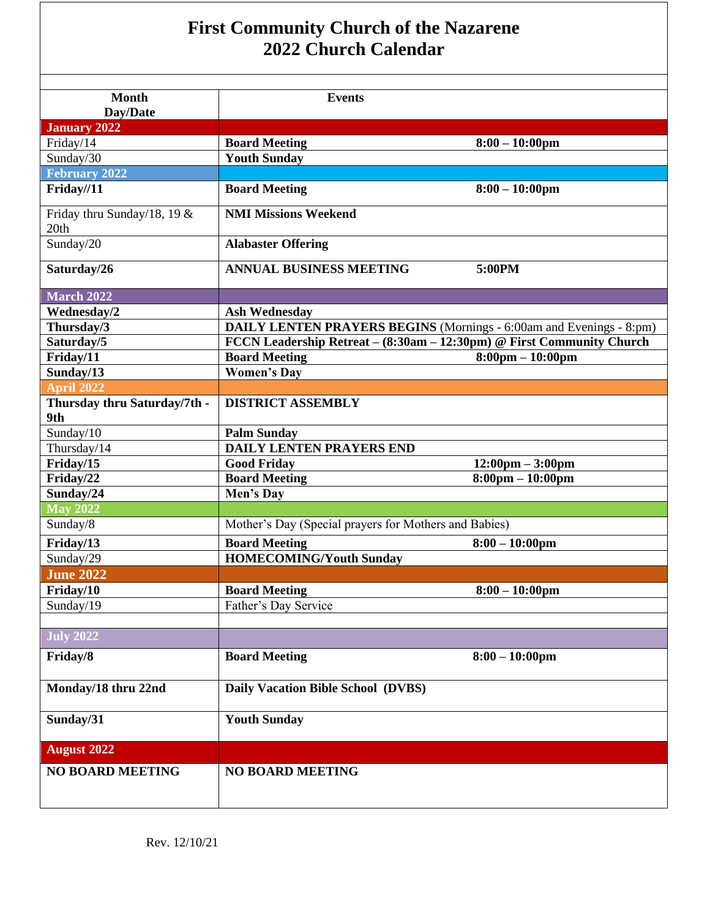# First Community Church of the Nazarene
# 2022 Church Calendar

| Month Day/Date | Events | |
|---|---|---|
| **January 2022** | | |
| Friday/14 | **Board Meeting** | **8:00 – 10:00pm** |
| Sunday/30 | **Youth Sunday** | |
| **February 2022** | | |
| **Friday//11** | **Board Meeting** | **8:00 – 10:00pm** |
| Friday thru Sunday/18, 19 & 20th | **NMI Missions Weekend** | |
| Sunday/20 | **Alabaster Offering** | |
| **Saturday/26** | **ANNUAL BUSINESS MEETING** | **5:00PM** |
| **March 2022** | | |
| **Wednesday/2** | **Ash Wednesday** | |
| **Thursday/3** | **DAILY LENTEN PRAYERS BEGINS** (Mornings - 6:00am and Evenings - 8:pm) | |
| **Saturday/5** | **FCCN Leadership Retreat – (8:30am – 12:30pm) @ First Community Church** | |
| **Friday/11** | **Board Meeting** | **8:00pm – 10:00pm** |
| **Sunday/13** | **Women's Day** | |
| **April 2022** | | |
| **Thursday thru Saturday/7th - 9th** | **DISTRICT ASSEMBLY** | |
| Sunday/10 | **Palm Sunday** | |
| Thursday/14 | **DAILY LENTEN PRAYERS END** | |
| **Friday/15** | **Good Friday** | **12:00pm – 3:00pm** |
| **Friday/22** | **Board Meeting** | **8:00pm – 10:00pm** |
| **Sunday/24** | **Men's Day** | |
| **May 2022** | | |
| Sunday/8 | Mother's Day (Special prayers for Mothers and Babies) | |
| **Friday/13** | **Board Meeting** | **8:00 – 10:00pm** |
| Sunday/29 | **HOMECOMING/Youth Sunday** | |
| **June 2022** | | |
| **Friday/10** | **Board Meeting** | **8:00 – 10:00pm** |
| Sunday/19 | Father's Day Service | |
| | | |
| **July 2022** | | |
| **Friday/8** | **Board Meeting** | **8:00 – 10:00pm** |
| **Monday/18 thru 22nd** | **Daily Vacation Bible School (DVBS)** | |
| **Sunday/31** | **Youth Sunday** | |
| **August 2022** | | |
| **NO BOARD MEETING** | **NO BOARD MEETING** | |

Rev. 12/10/21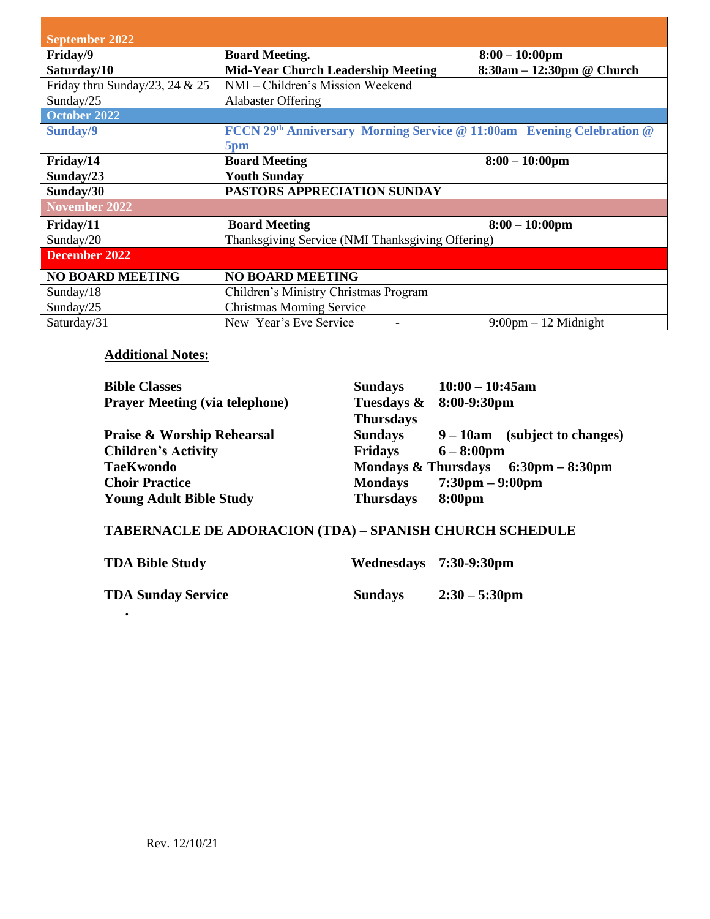| | |
|---|---|
| **September 2022** | |
| **Friday/9** | **Board Meeting. 8:00 – 10:00pm** |
| **Saturday/10** | **Mid-Year Church Leadership Meeting 8:30am – 12:30pm @ Church** |
| Friday thru Sunday/23, 24 & 25 | NMI – Children's Mission Weekend |
| Sunday/25 | Alabaster Offering |
| **October 2022** | |
| **Sunday/9** | **FCCN 29th Anniversary Morning Service @ 11:00am Evening Celebration @ 5pm** |
| **Friday/14** | **Board Meeting 8:00 – 10:00pm** |
| **Sunday/23** | **Youth Sunday** |
| **Sunday/30** | **PASTORS APPRECIATION SUNDAY** |
| **November 2022** | |
| **Friday/11** | **Board Meeting 8:00 – 10:00pm** |
| Sunday/20 | Thanksgiving Service (NMI Thanksgiving Offering) |
| **December 2022** | |
| **NO BOARD MEETING** | **NO BOARD MEETING** |
| Sunday/18 | Children's Ministry Christmas Program |
| Sunday/25 | Christmas Morning Service |
| Saturday/31 | New Year's Eve Service - 9:00pm – 12 Midnight |

**Additional Notes:**

| | | |
|---|---|---|
| **Bible Classes** | **Sundays** | **10:00 – 10:45am** |
| **Prayer Meeting (via telephone)** | **Tuesdays & Thursdays** | **8:00-9:30pm** |
| **Praise & Worship Rehearsal** | **Sundays** | **9 – 10am (subject to changes)** |
| **Children's Activity** | **Fridays** | **6 – 8:00pm** |
| **TaeKwondo** | **Mondays & Thursdays** | **6:30pm – 8:30pm** |
| **Choir Practice** | **Mondays** | **7:30pm – 9:00pm** |
| **Young Adult Bible Study** | **Thursdays** | **8:00pm** |

**TABERNACLE DE ADORACION (TDA) – SPANISH CHURCH SCHEDULE**

| | | |
|---|---|---|
| **TDA Bible Study** | **Wednesdays** | **7:30-9:30pm** |
| **TDA Sunday Service** | **Sundays** | **2:30 – 5:30pm** |

Rev. 12/10/21